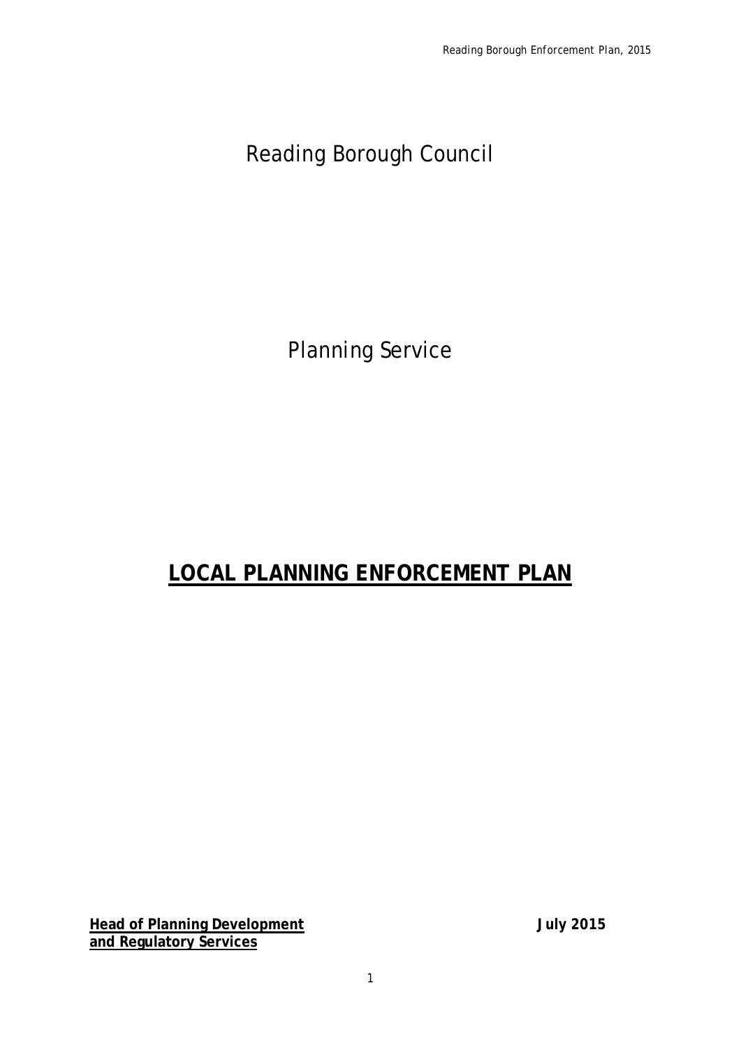Reading Borough Council

Planning Service

# LOCAL PLANNING ENFORCEMENT PLAN

**Head of Planning Development and Regulatory Services** **July 2015**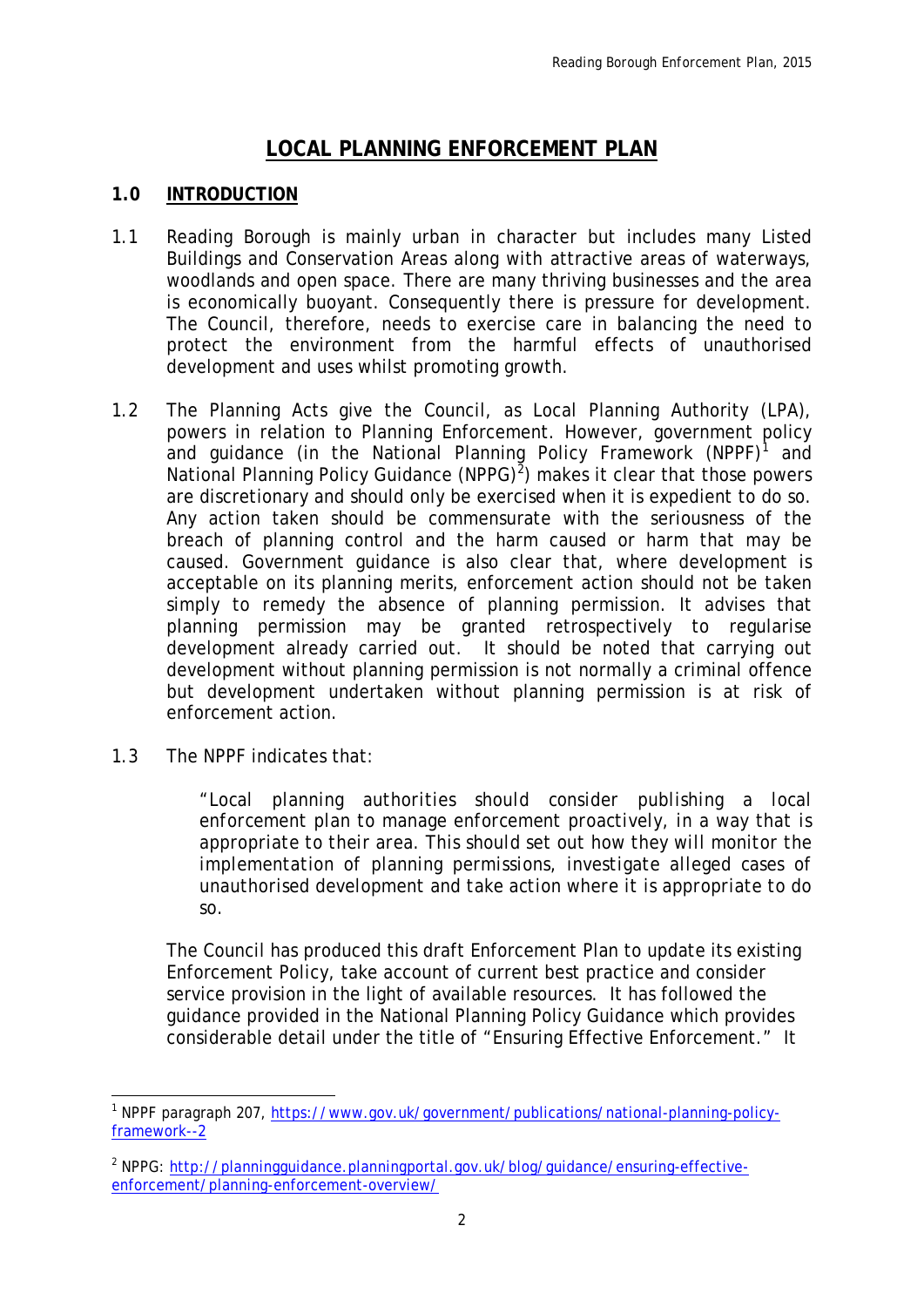# LOCAL PLANNING ENFORCEMENT PLAN

## 1.0 INTRODUCTION

1.1 Reading Borough is mainly urban in character but includes many Listed Buildings and Conservation Areas along with attractive areas of waterways, woodlands and open space. There are many thriving businesses and the area is economically buoyant. Consequently there is pressure for development. The Council, therefore, needs to exercise care in balancing the need to protect the environment from the harmful effects of unauthorised development and uses whilst promoting growth.

1.2 The Planning Acts give the Council, as Local Planning Authority (LPA), powers in relation to Planning Enforcement. However, government policy and guidance (in the National Planning Policy Framework (NPPF)[1] and National Planning Policy Guidance (NPPG)[2]) makes it clear that those powers are discretionary and should only be exercised when it is expedient to do so. Any action taken should be commensurate with the seriousness of the breach of planning control and the harm caused or harm that may be caused. Government guidance is also clear that, where development is acceptable on its planning merits, enforcement action should not be taken simply to remedy the absence of planning permission. It advises that planning permission may be granted retrospectively to regularise development already carried out. It should be noted that carrying out development without planning permission is not normally a criminal offence but development undertaken without planning permission is at risk of enforcement action.

1.3 The NPPF indicates that:

> "Local planning authorities should consider publishing a local enforcement plan to manage enforcement proactively, in a way that is appropriate to their area. This should set out how they will monitor the implementation of planning permissions, investigate alleged cases of unauthorised development and take action where it is appropriate to do so.

The Council has produced this draft Enforcement Plan to update its existing Enforcement Policy, take account of current best practice and consider service provision in the light of available resources. It has followed the guidance provided in the National Planning Policy Guidance which provides considerable detail under the title of "Ensuring Effective Enforcement." It

---

[1] NPPF paragraph 207, https://www.gov.uk/government/publications/national-planning-policy-framework--2

[2] NPPG: http://planningguidance.planningportal.gov.uk/blog/guidance/ensuring-effective-enforcement/planning-enforcement-overview/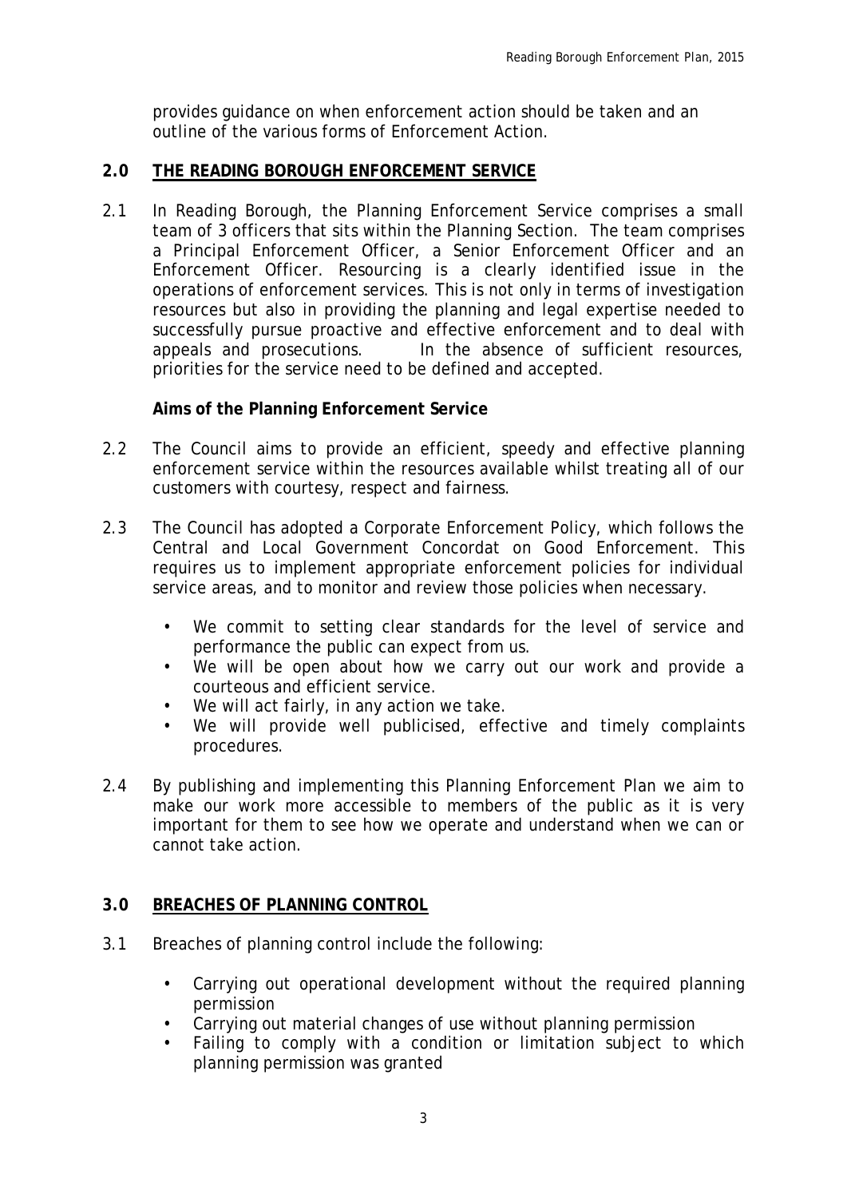provides guidance on when enforcement action should be taken and an outline of the various forms of Enforcement Action.

## 2.0 THE READING BOROUGH ENFORCEMENT SERVICE

2.1 In Reading Borough, the Planning Enforcement Service comprises a small team of 3 officers that sits within the Planning Section. The team comprises a Principal Enforcement Officer, a Senior Enforcement Officer and an Enforcement Officer. Resourcing is a clearly identified issue in the operations of enforcement services. This is not only in terms of investigation resources but also in providing the planning and legal expertise needed to successfully pursue proactive and effective enforcement and to deal with appeals and prosecutions. In the absence of sufficient resources, priorities for the service need to be defined and accepted.

**Aims of the Planning Enforcement Service**

2.2 The Council aims to provide an efficient, speedy and effective planning enforcement service within the resources available whilst treating all of our customers with courtesy, respect and fairness.

2.3 The Council has adopted a Corporate Enforcement Policy, which follows the Central and Local Government Concordat on Good Enforcement. This requires us to implement appropriate enforcement policies for individual service areas, and to monitor and review those policies when necessary.

- We commit to setting clear standards for the level of service and performance the public can expect from us.
- We will be open about how we carry out our work and provide a courteous and efficient service.
- We will act fairly, in any action we take.
- We will provide well publicised, effective and timely complaints procedures.

2.4 By publishing and implementing this Planning Enforcement Plan we aim to make our work more accessible to members of the public as it is very important for them to see how we operate and understand when we can or cannot take action.

## 3.0 BREACHES OF PLANNING CONTROL

3.1 Breaches of planning control include the following:

- Carrying out operational development without the required planning permission
- Carrying out material changes of use without planning permission
- Failing to comply with a condition or limitation subject to which planning permission was granted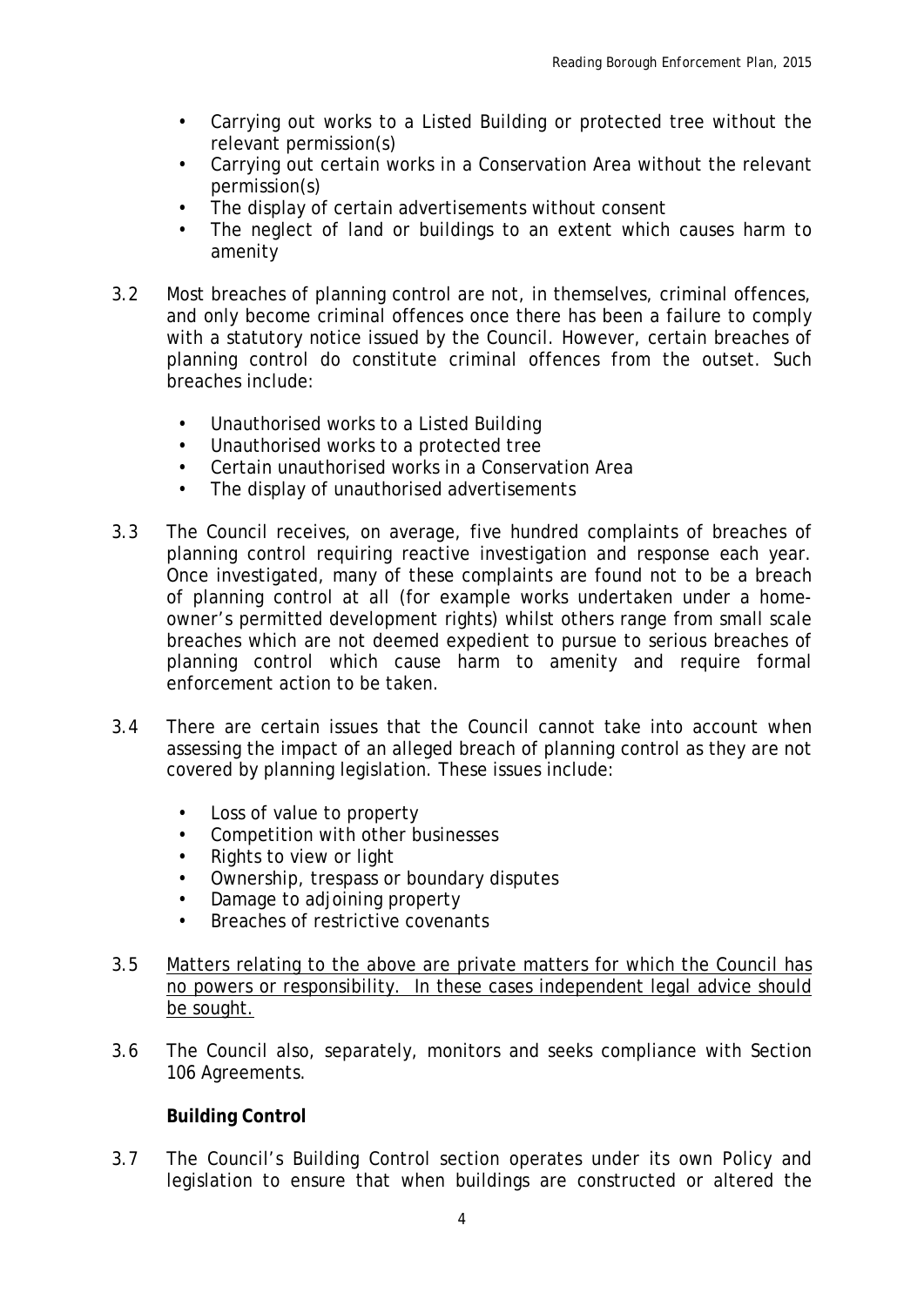- Carrying out works to a Listed Building or protected tree without the relevant permission(s)
- Carrying out certain works in a Conservation Area without the relevant permission(s)
- The display of certain advertisements without consent
- The neglect of land or buildings to an extent which causes harm to amenity

3.2 Most breaches of planning control are not, in themselves, criminal offences, and only become criminal offences once there has been a failure to comply with a statutory notice issued by the Council. However, certain breaches of planning control do constitute criminal offences from the outset. Such breaches include:

- Unauthorised works to a Listed Building
- Unauthorised works to a protected tree
- Certain unauthorised works in a Conservation Area
- The display of unauthorised advertisements

3.3 The Council receives, on average, five hundred complaints of breaches of planning control requiring reactive investigation and response each year. Once investigated, many of these complaints are found not to be a breach of planning control at all (for example works undertaken under a home-owner's permitted development rights) whilst others range from small scale breaches which are not deemed expedient to pursue to serious breaches of planning control which cause harm to amenity and require formal enforcement action to be taken.

3.4 There are certain issues that the Council cannot take into account when assessing the impact of an alleged breach of planning control as they are not covered by planning legislation. These issues include:

- Loss of value to property
- Competition with other businesses
- Rights to view or light
- Ownership, trespass or boundary disputes
- Damage to adjoining property
- Breaches of restrictive covenants

3.5 <u>Matters relating to the above are private matters for which the Council has no powers or responsibility. In these cases independent legal advice should be sought.</u>

3.6 The Council also, separately, monitors and seeks compliance with Section 106 Agreements.

**Building Control**

3.7 The Council's Building Control section operates under its own Policy and legislation to ensure that when buildings are constructed or altered the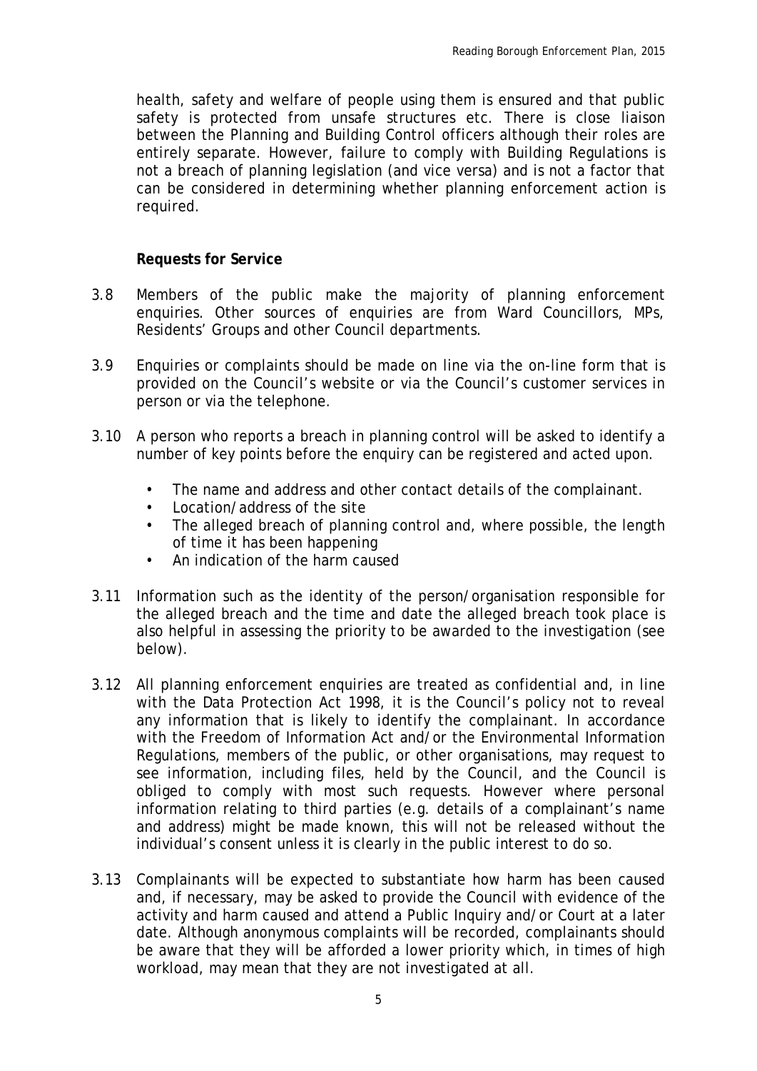health, safety and welfare of people using them is ensured and that public safety is protected from unsafe structures etc. There is close liaison between the Planning and Building Control officers although their roles are entirely separate. However, failure to comply with Building Regulations is not a breach of planning legislation (and vice versa) and is not a factor that can be considered in determining whether planning enforcement action is required.

**Requests for Service**

3.8 Members of the public make the majority of planning enforcement enquiries. Other sources of enquiries are from Ward Councillors, MPs, Residents' Groups and other Council departments.

3.9 Enquiries or complaints should be made on line via the on-line form that is provided on the Council's website or via the Council's customer services in person or via the telephone.

3.10 A person who reports a breach in planning control will be asked to identify a number of key points before the enquiry can be registered and acted upon.

- The name and address and other contact details of the complainant.
- Location/address of the site
- The alleged breach of planning control and, where possible, the length of time it has been happening
- An indication of the harm caused

3.11 Information such as the identity of the person/organisation responsible for the alleged breach and the time and date the alleged breach took place is also helpful in assessing the priority to be awarded to the investigation (see below).

3.12 All planning enforcement enquiries are treated as confidential and, in line with the Data Protection Act 1998, it is the Council's policy not to reveal any information that is likely to identify the complainant. In accordance with the Freedom of Information Act and/or the Environmental Information Regulations, members of the public, or other organisations, may request to see information, including files, held by the Council, and the Council is obliged to comply with most such requests. However where personal information relating to third parties (e.g. details of a complainant's name and address) might be made known, this will not be released without the individual's consent unless it is clearly in the public interest to do so.

3.13 Complainants will be expected to substantiate how harm has been caused and, if necessary, may be asked to provide the Council with evidence of the activity and harm caused and attend a Public Inquiry and/or Court at a later date. Although anonymous complaints will be recorded, complainants should be aware that they will be afforded a lower priority which, in times of high workload, may mean that they are not investigated at all.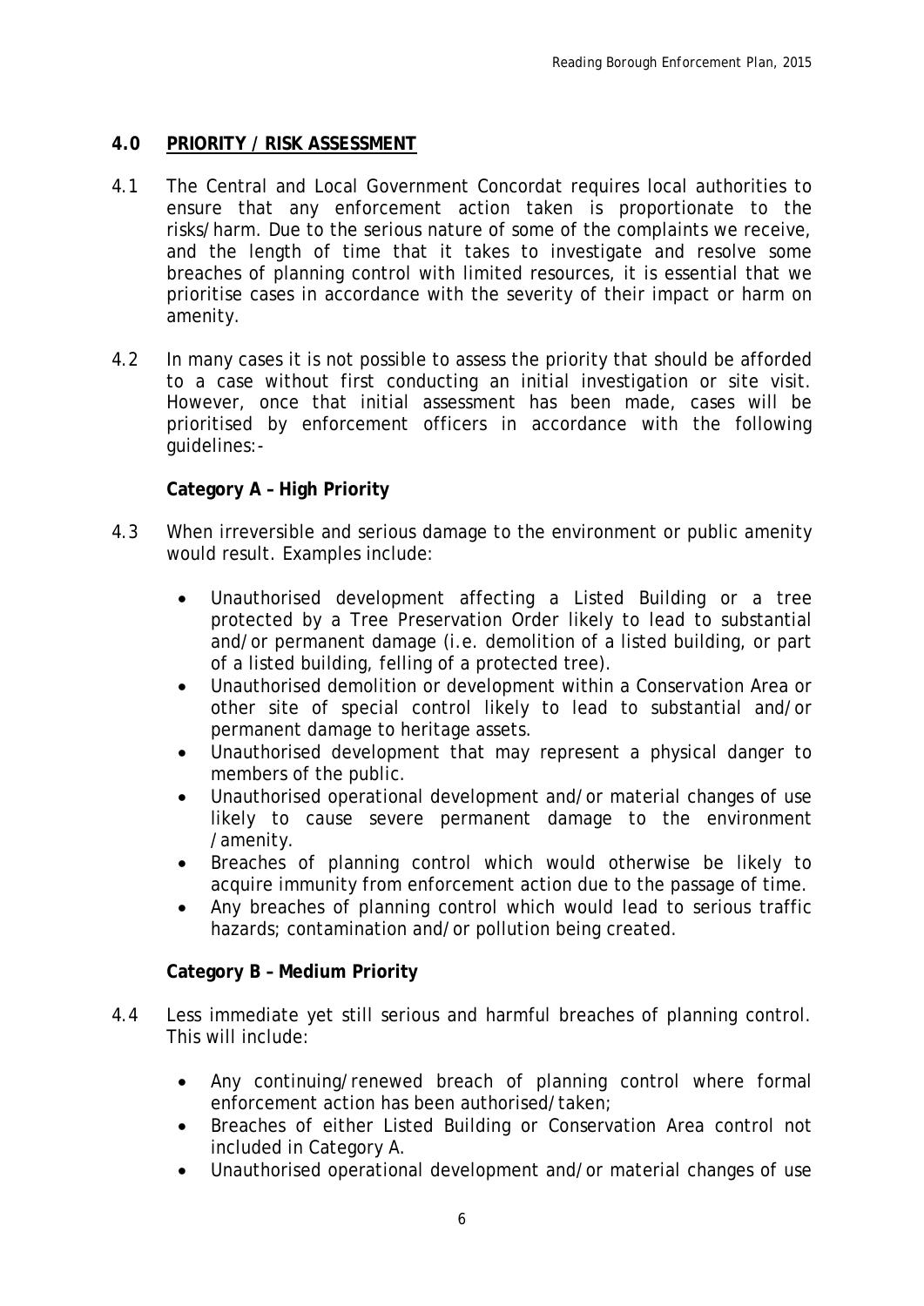## 4.0 PRIORITY / RISK ASSESSMENT

4.1 The Central and Local Government Concordat requires local authorities to ensure that any enforcement action taken is proportionate to the risks/harm. Due to the serious nature of some of the complaints we receive, and the length of time that it takes to investigate and resolve some breaches of planning control with limited resources, it is essential that we prioritise cases in accordance with the severity of their impact or harm on amenity.

4.2 In many cases it is not possible to assess the priority that should be afforded to a case without first conducting an initial investigation or site visit. However, once that initial assessment has been made, cases will be prioritised by enforcement officers in accordance with the following guidelines:-

**Category A – High Priority**

4.3 When irreversible and serious damage to the environment or public amenity would result. Examples include:

- Unauthorised development affecting a Listed Building or a tree protected by a Tree Preservation Order likely to lead to substantial and/or permanent damage (i.e. demolition of a listed building, or part of a listed building, felling of a protected tree).
- Unauthorised demolition or development within a Conservation Area or other site of special control likely to lead to substantial and/or permanent damage to heritage assets.
- Unauthorised development that may represent a physical danger to members of the public.
- Unauthorised operational development and/or material changes of use likely to cause severe permanent damage to the environment /amenity.
- Breaches of planning control which would otherwise be likely to acquire immunity from enforcement action due to the passage of time.
- Any breaches of planning control which would lead to serious traffic hazards; contamination and/or pollution being created.

**Category B – Medium Priority**

4.4 Less immediate yet still serious and harmful breaches of planning control. This will include:

- Any continuing/renewed breach of planning control where formal enforcement action has been authorised/taken;
- Breaches of either Listed Building or Conservation Area control not included in Category A.
- Unauthorised operational development and/or material changes of use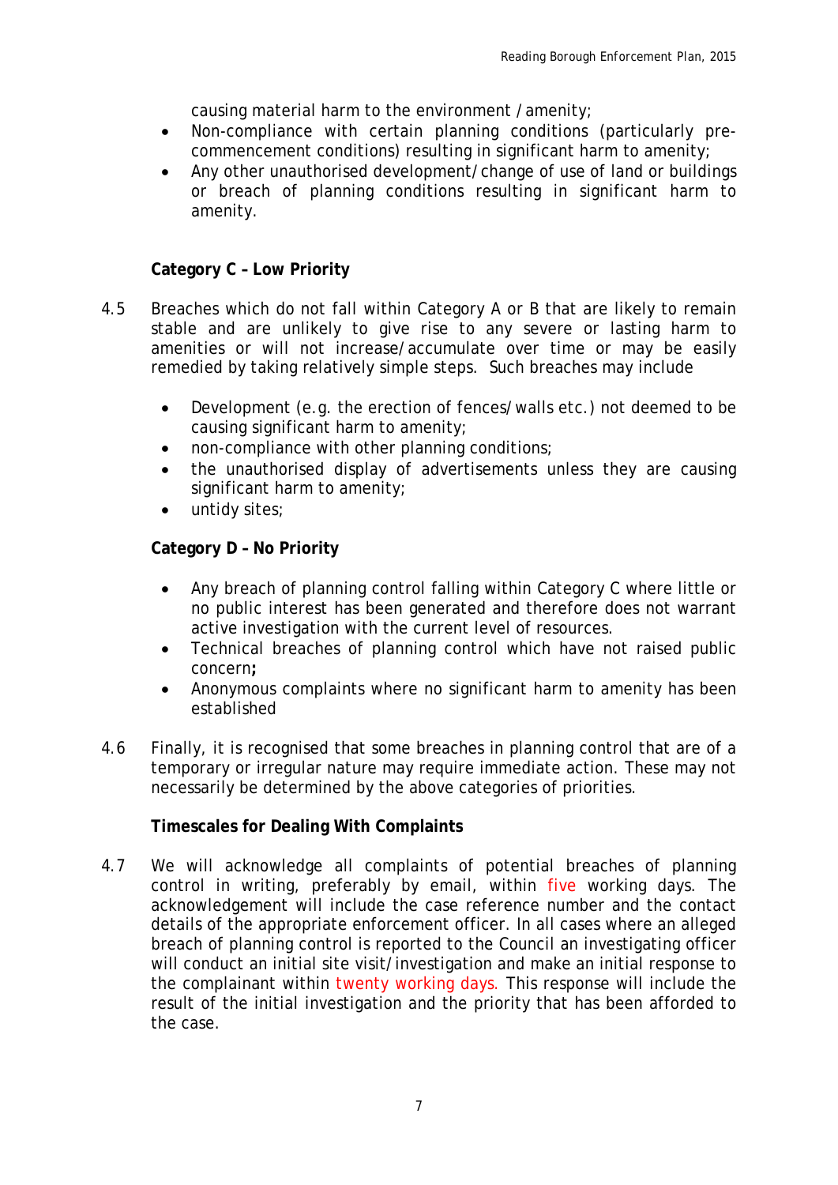causing material harm to the environment / amenity;

- Non-compliance with certain planning conditions (particularly pre-commencement conditions) resulting in significant harm to amenity;
- Any other unauthorised development/change of use of land or buildings or breach of planning conditions resulting in significant harm to amenity.

**Category C – Low Priority**

4.5 Breaches which do not fall within Category A or B that are likely to remain stable and are unlikely to give rise to any severe or lasting harm to amenities or will not increase/accumulate over time or may be easily remedied by taking relatively simple steps. Such breaches may include

- Development (e.g. the erection of fences/walls etc.) not deemed to be causing significant harm to amenity;
- non-compliance with other planning conditions;
- the unauthorised display of advertisements unless they are causing significant harm to amenity;
- untidy sites;

**Category D – No Priority**

- Any breach of planning control falling within Category C where little or no public interest has been generated and therefore does not warrant active investigation with the current level of resources.
- Technical breaches of planning control which have not raised public concern**;**
- Anonymous complaints where no significant harm to amenity has been established

4.6 Finally, it is recognised that some breaches in planning control that are of a temporary or irregular nature may require immediate action. These may not necessarily be determined by the above categories of priorities.

**Timescales for Dealing With Complaints**

4.7 We will acknowledge all complaints of potential breaches of planning control in writing, preferably by email, within five working days. The acknowledgement will include the case reference number and the contact details of the appropriate enforcement officer. In all cases where an alleged breach of planning control is reported to the Council an investigating officer will conduct an initial site visit/investigation and make an initial response to the complainant within twenty working days. This response will include the result of the initial investigation and the priority that has been afforded to the case.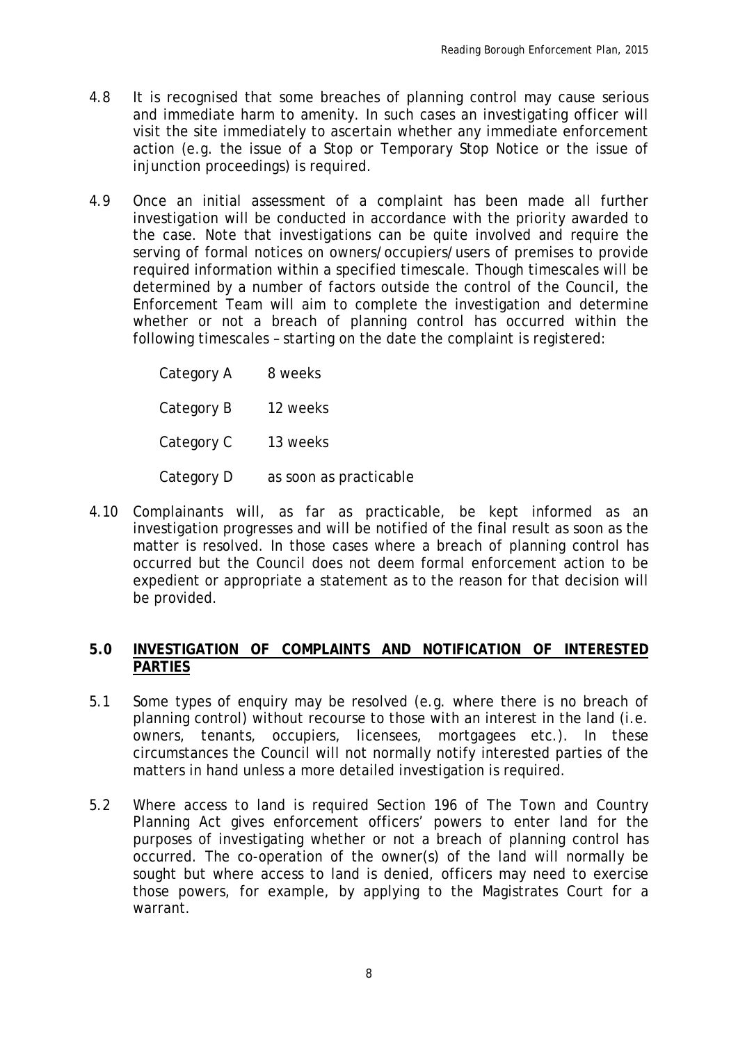4.8 It is recognised that some breaches of planning control may cause serious and immediate harm to amenity. In such cases an investigating officer will visit the site immediately to ascertain whether any immediate enforcement action (e.g. the issue of a Stop or Temporary Stop Notice or the issue of injunction proceedings) is required.

4.9 Once an initial assessment of a complaint has been made all further investigation will be conducted in accordance with the priority awarded to the case. Note that investigations can be quite involved and require the serving of formal notices on owners/occupiers/users of premises to provide required information within a specified timescale. Though timescales will be determined by a number of factors outside the control of the Council, the Enforcement Team will aim to complete the investigation and determine whether or not a breach of planning control has occurred within the following timescales – starting on the date the complaint is registered:

| | |
|---|---|
| Category A | 8 weeks |
| Category B | 12 weeks |
| Category C | 13 weeks |
| Category D | as soon as practicable |

4.10 Complainants will, as far as practicable, be kept informed as an investigation progresses and will be notified of the final result as soon as the matter is resolved. In those cases where a breach of planning control has occurred but the Council does not deem formal enforcement action to be expedient or appropriate a statement as to the reason for that decision will be provided.

## 5.0 INVESTIGATION OF COMPLAINTS AND NOTIFICATION OF INTERESTED PARTIES

5.1 Some types of enquiry may be resolved (e.g. where there is no breach of planning control) without recourse to those with an interest in the land (i.e. owners, tenants, occupiers, licensees, mortgagees etc.). In these circumstances the Council will not normally notify interested parties of the matters in hand unless a more detailed investigation is required.

5.2 Where access to land is required Section 196 of The Town and Country Planning Act gives enforcement officers' powers to enter land for the purposes of investigating whether or not a breach of planning control has occurred. The co-operation of the owner(s) of the land will normally be sought but where access to land is denied, officers may need to exercise those powers, for example, by applying to the Magistrates Court for a warrant.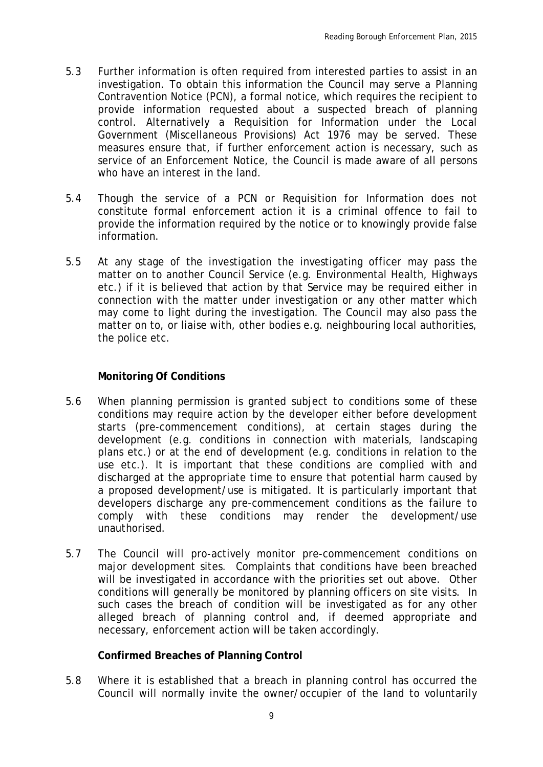5.3 Further information is often required from interested parties to assist in an investigation. To obtain this information the Council may serve a Planning Contravention Notice (PCN), a formal notice, which requires the recipient to provide information requested about a suspected breach of planning control. Alternatively a Requisition for Information under the Local Government (Miscellaneous Provisions) Act 1976 may be served. These measures ensure that, if further enforcement action is necessary, such as service of an Enforcement Notice, the Council is made aware of all persons who have an interest in the land.

5.4 Though the service of a PCN or Requisition for Information does not constitute formal enforcement action it is a criminal offence to fail to provide the information required by the notice or to knowingly provide false information.

5.5 At any stage of the investigation the investigating officer may pass the matter on to another Council Service (e.g. Environmental Health, Highways etc.) if it is believed that action by that Service may be required either in connection with the matter under investigation or any other matter which may come to light during the investigation. The Council may also pass the matter on to, or liaise with, other bodies e.g. neighbouring local authorities, the police etc.

**Monitoring Of Conditions**

5.6 When planning permission is granted subject to conditions some of these conditions may require action by the developer either before development starts (pre-commencement conditions), at certain stages during the development (e.g. conditions in connection with materials, landscaping plans etc.) or at the end of development (e.g. conditions in relation to the use etc.). It is important that these conditions are complied with and discharged at the appropriate time to ensure that potential harm caused by a proposed development/use is mitigated. It is particularly important that developers discharge any pre-commencement conditions as the failure to comply with these conditions may render the development/use unauthorised.

5.7 The Council will pro-actively monitor pre-commencement conditions on major development sites. Complaints that conditions have been breached will be investigated in accordance with the priorities set out above. Other conditions will generally be monitored by planning officers on site visits. In such cases the breach of condition will be investigated as for any other alleged breach of planning control and, if deemed appropriate and necessary, enforcement action will be taken accordingly.

**Confirmed Breaches of Planning Control**

5.8 Where it is established that a breach in planning control has occurred the Council will normally invite the owner/occupier of the land to voluntarily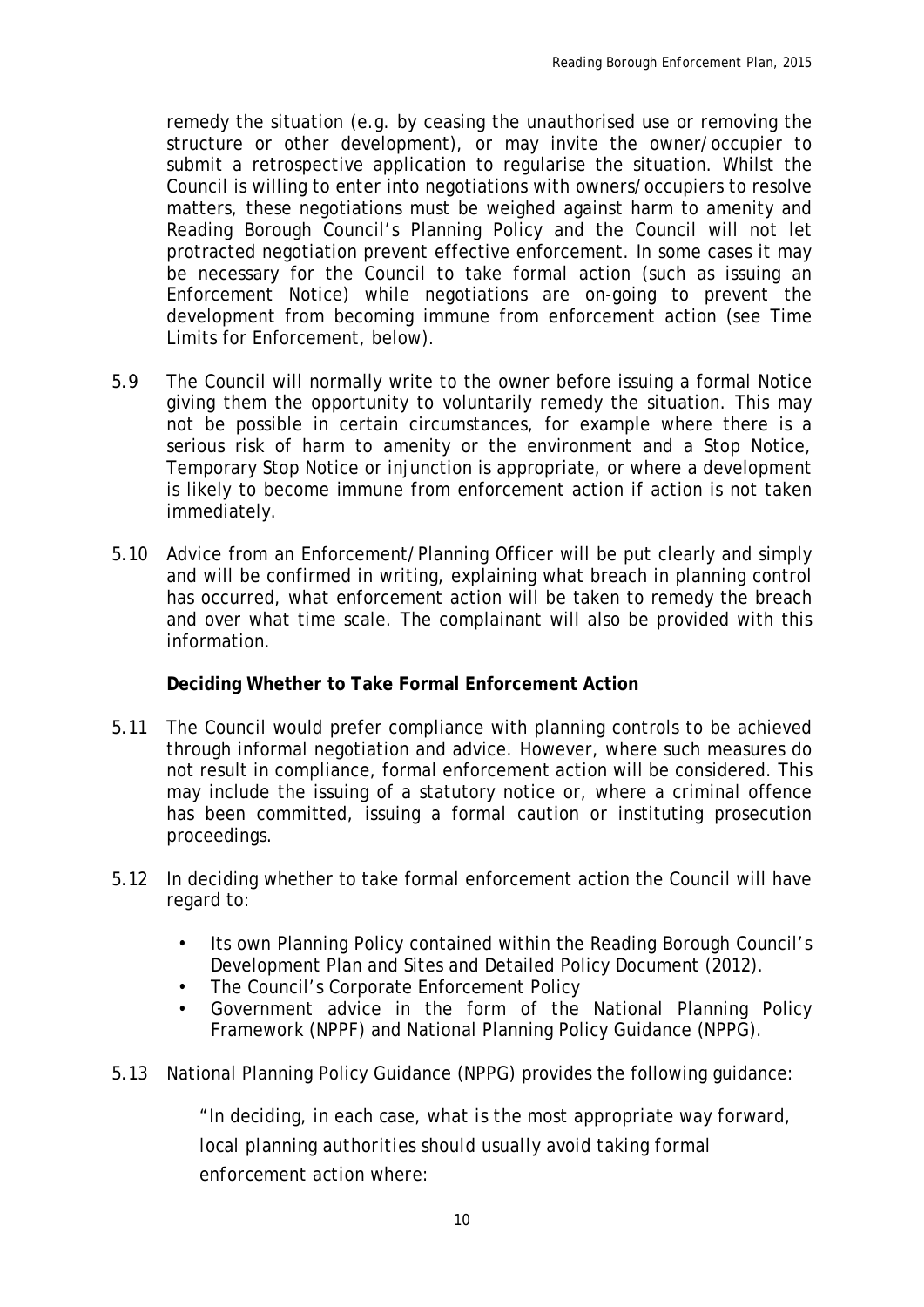remedy the situation (e.g. by ceasing the unauthorised use or removing the structure or other development), or may invite the owner/occupier to submit a retrospective application to regularise the situation. Whilst the Council is willing to enter into negotiations with owners/occupiers to resolve matters, these negotiations must be weighed against harm to amenity and Reading Borough Council's Planning Policy and the Council will not let protracted negotiation prevent effective enforcement. In some cases it may be necessary for the Council to take formal action (such as issuing an Enforcement Notice) while negotiations are on-going to prevent the development from becoming immune from enforcement action (see Time Limits for Enforcement, below).

5.9 The Council will normally write to the owner before issuing a formal Notice giving them the opportunity to voluntarily remedy the situation. This may not be possible in certain circumstances, for example where there is a serious risk of harm to amenity or the environment and a Stop Notice, Temporary Stop Notice or injunction is appropriate, or where a development is likely to become immune from enforcement action if action is not taken immediately.

5.10 Advice from an Enforcement/Planning Officer will be put clearly and simply and will be confirmed in writing, explaining what breach in planning control has occurred, what enforcement action will be taken to remedy the breach and over what time scale. The complainant will also be provided with this information.

**Deciding Whether to Take Formal Enforcement Action**

5.11 The Council would prefer compliance with planning controls to be achieved through informal negotiation and advice. However, where such measures do not result in compliance, formal enforcement action will be considered. This may include the issuing of a statutory notice or, where a criminal offence has been committed, issuing a formal caution or instituting prosecution proceedings.

5.12 In deciding whether to take formal enforcement action the Council will have regard to:

- Its own Planning Policy contained within the Reading Borough Council's Development Plan and Sites and Detailed Policy Document (2012).
- The Council's Corporate Enforcement Policy
- Government advice in the form of the National Planning Policy Framework (NPPF) and National Planning Policy Guidance (NPPG).

5.13 National Planning Policy Guidance (NPPG) provides the following guidance:

*"In deciding, in each case, what is the most appropriate way forward, local planning authorities should usually avoid taking formal enforcement action where:*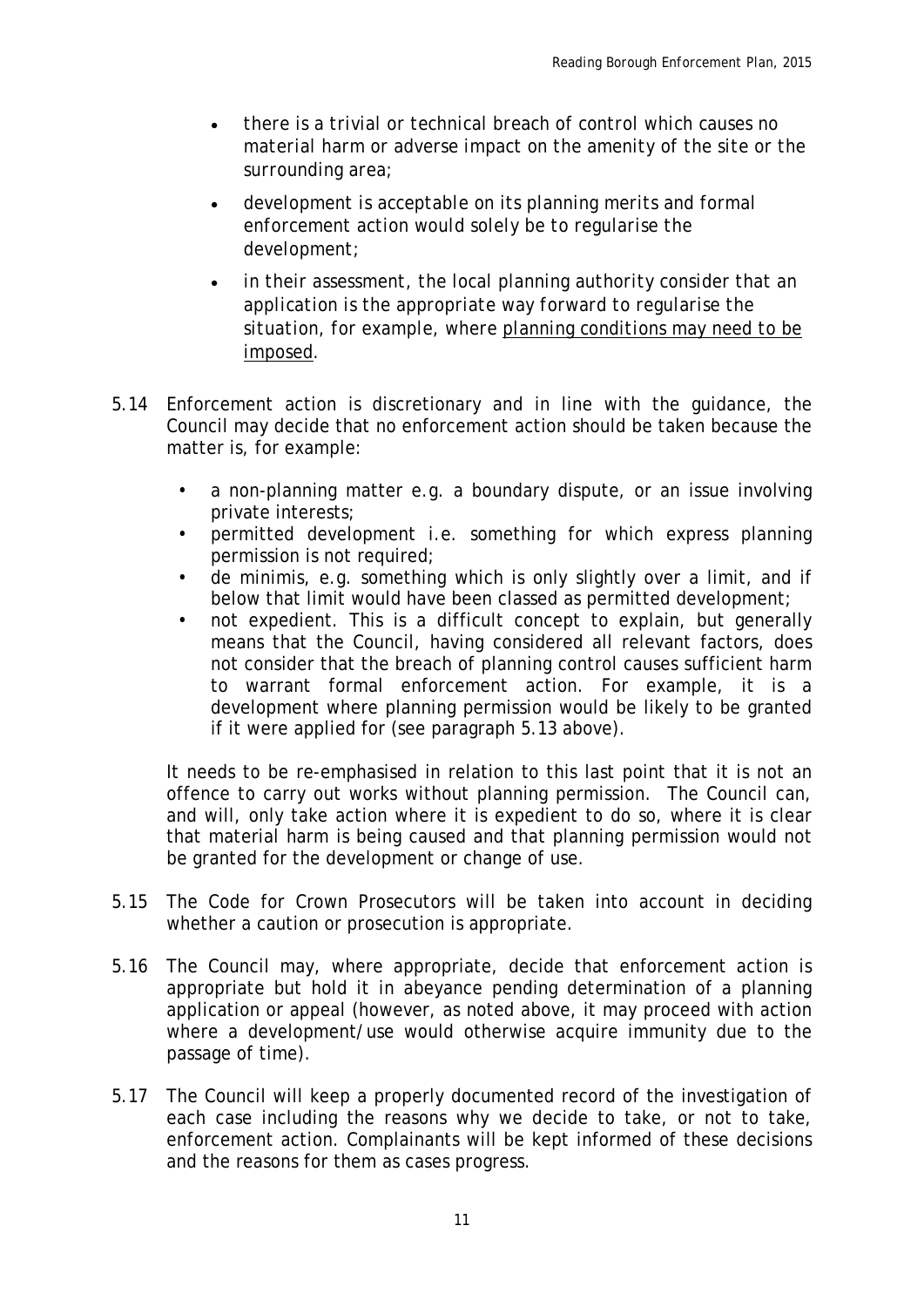- *there is a trivial or technical breach of control which causes no material harm or adverse impact on the amenity of the site or the surrounding area;*
- *development is acceptable on its planning merits and formal enforcement action would solely be to regularise the development;*
- *in their assessment, the local planning authority consider that an application is the appropriate way forward to regularise the situation, for example, where <u>planning conditions may need to be imposed</u>.*

5.14 Enforcement action is discretionary and in line with the guidance, the Council may decide that no enforcement action should be taken because the matter is, for example:

- a non-planning matter e.g. a boundary dispute, or an issue involving private interests;
- permitted development i.e. something for which express planning permission is not required;
- de minimis, e.g. something which is only slightly over a limit, and if below that limit would have been classed as permitted development;
- not expedient. This is a difficult concept to explain, but generally means that the Council, having considered all relevant factors, does not consider that the breach of planning control causes sufficient harm to warrant formal enforcement action. For example, it is a development where planning permission would be likely to be granted if it were applied for (see paragraph 5.13 above).

It needs to be re-emphasised in relation to this last point that it is not an offence to carry out works without planning permission. The Council can, and will, only take action where it is expedient to do so, where it is clear that material harm is being caused and that planning permission would not be granted for the development or change of use.

5.15 The Code for Crown Prosecutors will be taken into account in deciding whether a caution or prosecution is appropriate.

5.16 The Council may, where appropriate, decide that enforcement action is appropriate but hold it in abeyance pending determination of a planning application or appeal (however, as noted above, it may proceed with action where a development/use would otherwise acquire immunity due to the passage of time).

5.17 The Council will keep a properly documented record of the investigation of each case including the reasons why we decide to take, or not to take, enforcement action. Complainants will be kept informed of these decisions and the reasons for them as cases progress.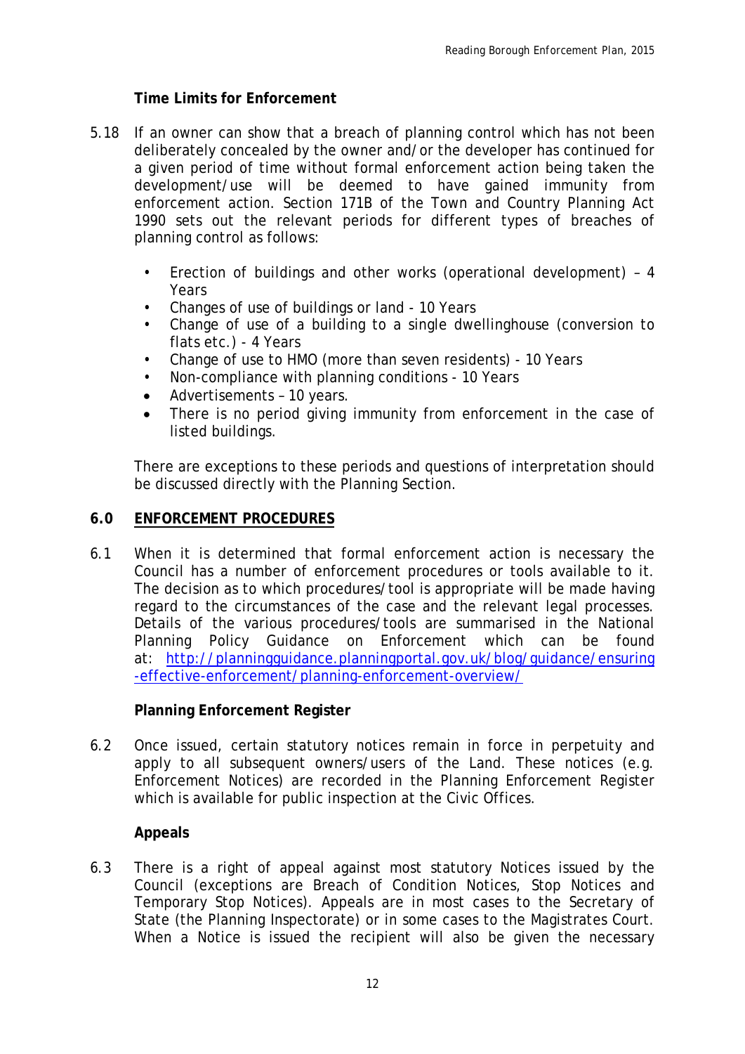**Time Limits for Enforcement**

5.18 If an owner can show that a breach of planning control which has not been deliberately concealed by the owner and/or the developer has continued for a given period of time without formal enforcement action being taken the development/use will be deemed to have gained immunity from enforcement action. Section 171B of the Town and Country Planning Act 1990 sets out the relevant periods for different types of breaches of planning control as follows:

- Erection of buildings and other works (operational development) – 4 Years
- Changes of use of buildings or land - 10 Years
- Change of use of a building to a single dwellinghouse (conversion to flats etc.) - 4 Years
- Change of use to HMO (more than seven residents) - 10 Years
- Non-compliance with planning conditions - 10 Years
- Advertisements – 10 years.
- There is no period giving immunity from enforcement in the case of listed buildings.

There are exceptions to these periods and questions of interpretation should be discussed directly with the Planning Section.

## 6.0 ENFORCEMENT PROCEDURES

6.1 When it is determined that formal enforcement action is necessary the Council has a number of enforcement procedures or tools available to it. The decision as to which procedures/tool is appropriate will be made having regard to the circumstances of the case and the relevant legal processes. Details of the various procedures/tools are summarised in the National Planning Policy Guidance on Enforcement which can be found at: http://planningguidance.planningportal.gov.uk/blog/guidance/ensuring-effective-enforcement/planning-enforcement-overview/

**Planning Enforcement Register**

6.2 Once issued, certain statutory notices remain in force in perpetuity and apply to all subsequent owners/users of the Land. These notices (e.g. Enforcement Notices) are recorded in the Planning Enforcement Register which is available for public inspection at the Civic Offices.

**Appeals**

6.3 There is a right of appeal against most statutory Notices issued by the Council (exceptions are Breach of Condition Notices, Stop Notices and Temporary Stop Notices). Appeals are in most cases to the Secretary of State (the Planning Inspectorate) or in some cases to the Magistrates Court. When a Notice is issued the recipient will also be given the necessary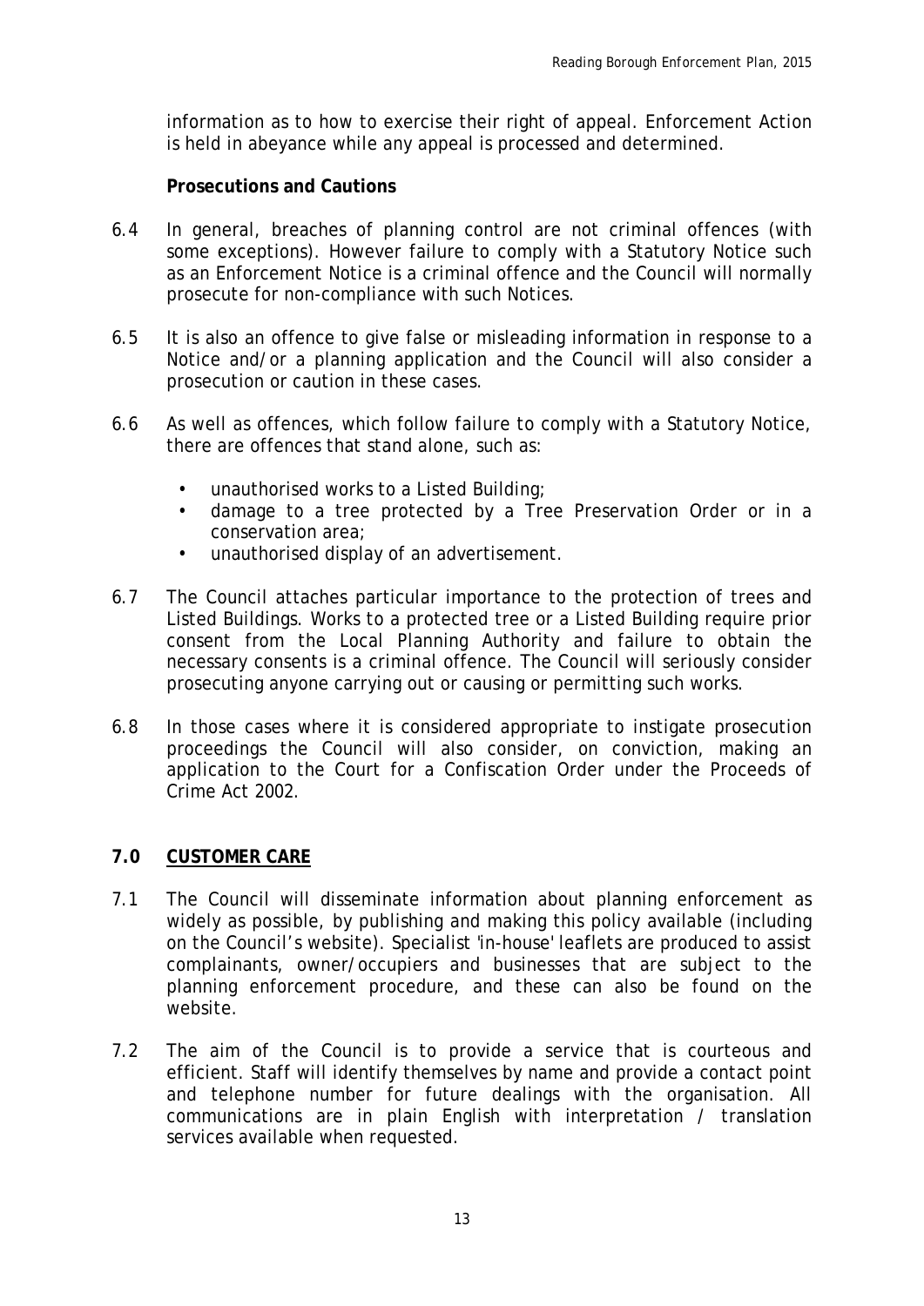information as to how to exercise their right of appeal. Enforcement Action is held in abeyance while any appeal is processed and determined.

**Prosecutions and Cautions**

6.4 In general, breaches of planning control are not criminal offences (with some exceptions). However failure to comply with a Statutory Notice such as an Enforcement Notice is a criminal offence and the Council will normally prosecute for non-compliance with such Notices.

6.5 It is also an offence to give false or misleading information in response to a Notice and/or a planning application and the Council will also consider a prosecution or caution in these cases.

6.6 As well as offences, which follow failure to comply with a Statutory Notice, there are offences that stand alone, such as:

- unauthorised works to a Listed Building;
- damage to a tree protected by a Tree Preservation Order or in a conservation area;
- unauthorised display of an advertisement.

6.7 The Council attaches particular importance to the protection of trees and Listed Buildings. Works to a protected tree or a Listed Building require prior consent from the Local Planning Authority and failure to obtain the necessary consents is a criminal offence. The Council will seriously consider prosecuting anyone carrying out or causing or permitting such works.

6.8 In those cases where it is considered appropriate to instigate prosecution proceedings the Council will also consider, on conviction, making an application to the Court for a Confiscation Order under the Proceeds of Crime Act 2002.

## 7.0 CUSTOMER CARE

7.1 The Council will disseminate information about planning enforcement as widely as possible, by publishing and making this policy available (including on the Council's website). Specialist 'in-house' leaflets are produced to assist complainants, owner/occupiers and businesses that are subject to the planning enforcement procedure, and these can also be found on the website.

7.2 The aim of the Council is to provide a service that is courteous and efficient. Staff will identify themselves by name and provide a contact point and telephone number for future dealings with the organisation. All communications are in plain English with interpretation / translation services available when requested.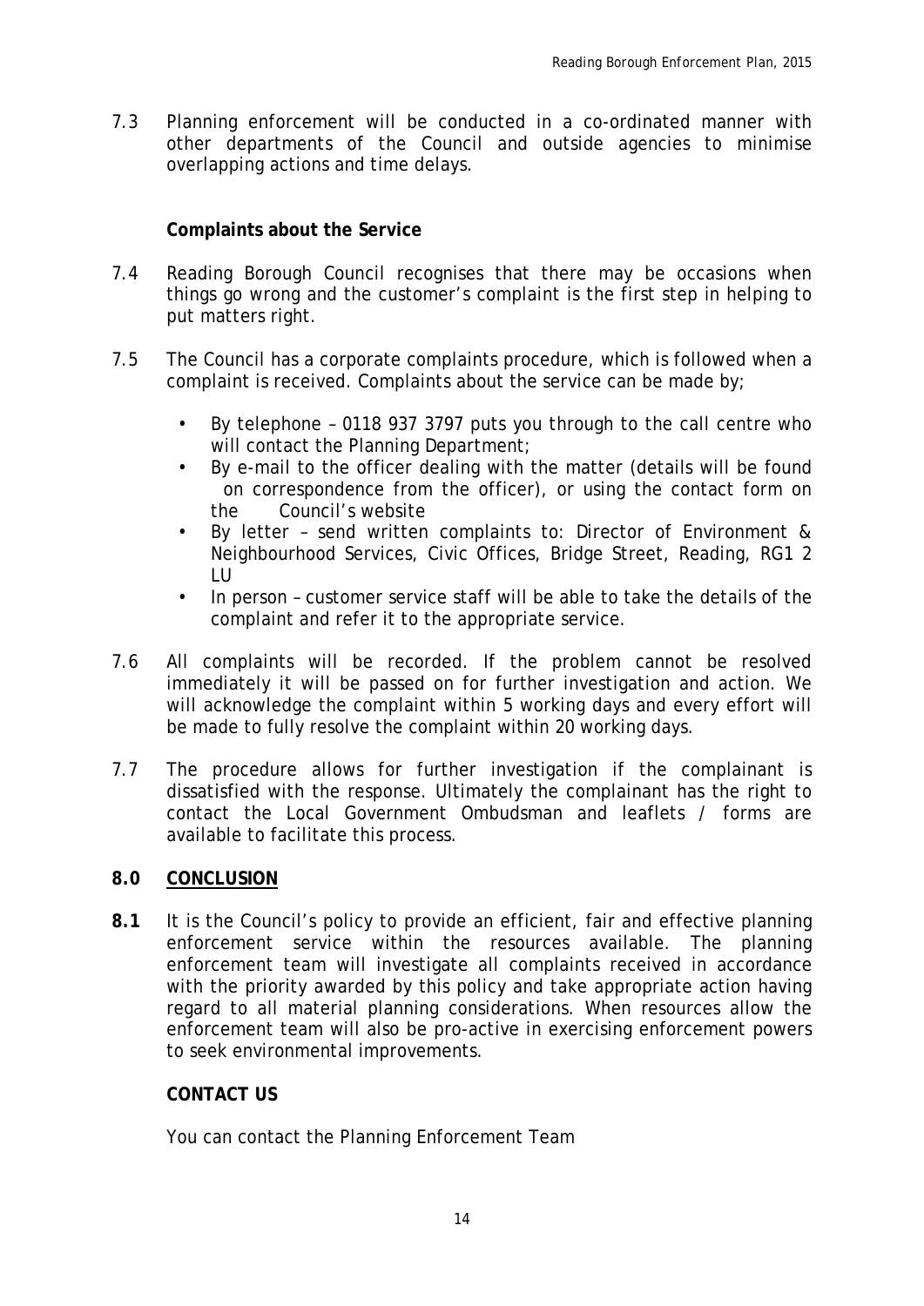7.3 Planning enforcement will be conducted in a co-ordinated manner with other departments of the Council and outside agencies to minimise overlapping actions and time delays.

**Complaints about the Service**

7.4 Reading Borough Council recognises that there may be occasions when things go wrong and the customer's complaint is the first step in helping to put matters right.

7.5 The Council has a corporate complaints procedure, which is followed when a complaint is received. Complaints about the service can be made by;

- By telephone – 0118 937 3797 puts you through to the call centre who will contact the Planning Department;
- By e-mail to the officer dealing with the matter (details will be found on correspondence from the officer), or using the contact form on the Council's website
- By letter – send written complaints to: Director of Environment & Neighbourhood Services, Civic Offices, Bridge Street, Reading, RG1 2 LU
- In person – customer service staff will be able to take the details of the complaint and refer it to the appropriate service.

7.6 All complaints will be recorded. If the problem cannot be resolved immediately it will be passed on for further investigation and action. We will acknowledge the complaint within 5 working days and every effort will be made to fully resolve the complaint within 20 working days.

7.7 The procedure allows for further investigation if the complainant is dissatisfied with the response. Ultimately the complainant has the right to contact the Local Government Ombudsman and leaflets / forms are available to facilitate this process.

## 8.0 CONCLUSION

**8.1** It is the Council's policy to provide an efficient, fair and effective planning enforcement service within the resources available. The planning enforcement team will investigate all complaints received in accordance with the priority awarded by this policy and take appropriate action having regard to all material planning considerations. When resources allow the enforcement team will also be pro-active in exercising enforcement powers to seek environmental improvements.

**CONTACT US**

You can contact the Planning Enforcement Team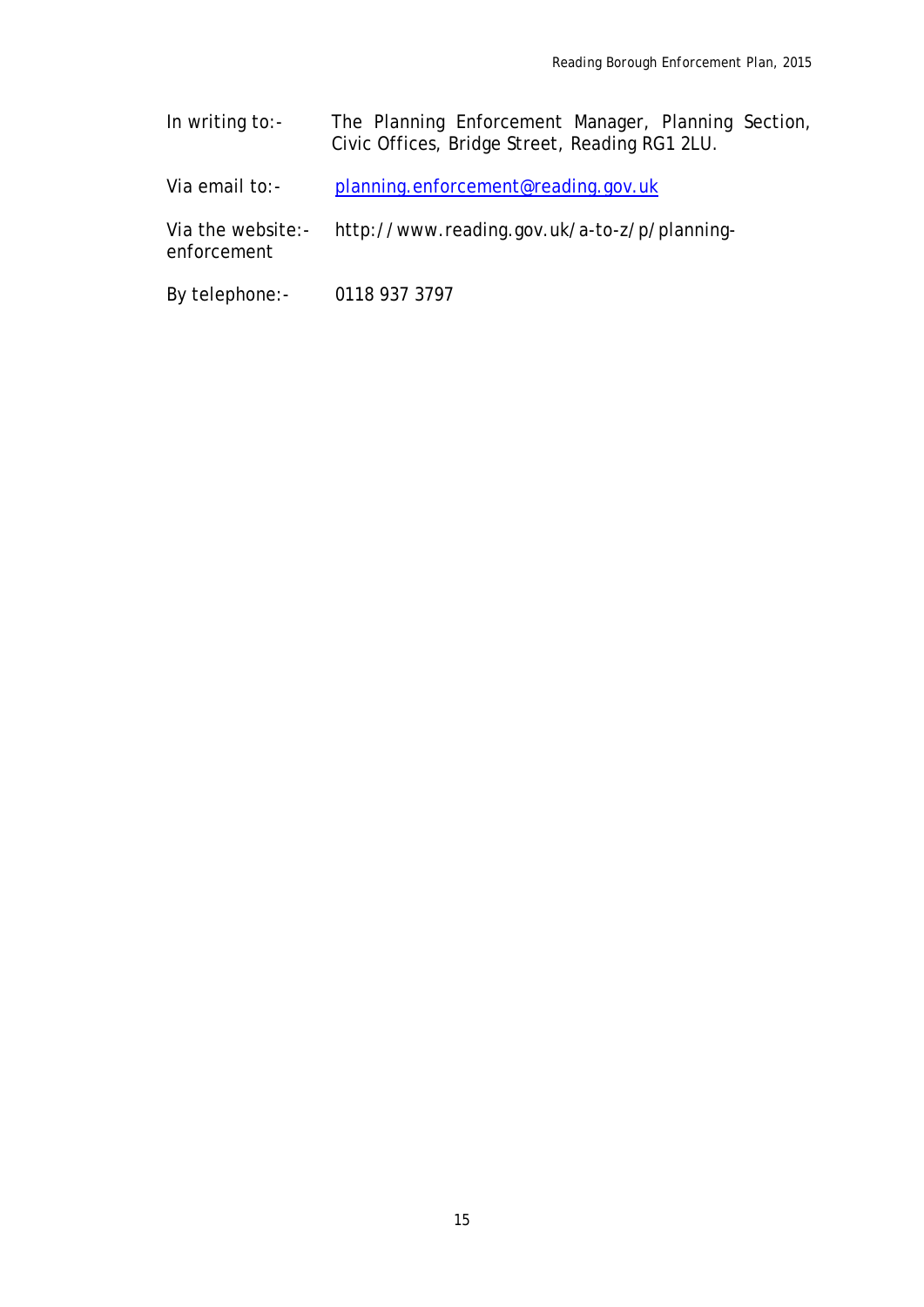In writing to:- The Planning Enforcement Manager, Planning Section, Civic Offices, Bridge Street, Reading RG1 2LU.

Via email to:- planning.enforcement@reading.gov.uk

Via the website:- http://www.reading.gov.uk/a-to-z/p/planning-enforcement

By telephone:- 0118 937 3797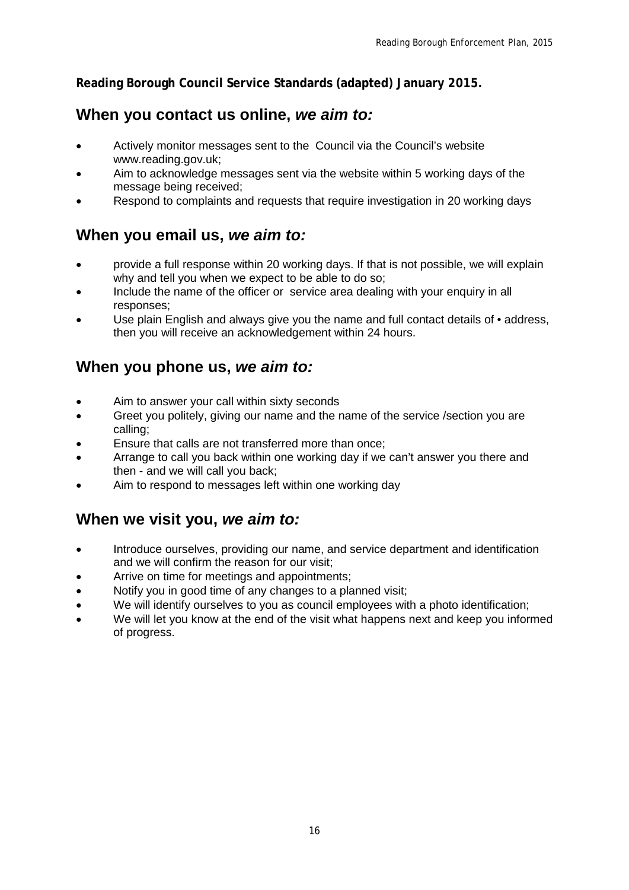**Reading Borough Council Service Standards (adapted) January 2015.**

## When you contact us online, *we aim to:*

- Actively monitor messages sent to the Council via the Council's website www.reading.gov.uk;
- Aim to acknowledge messages sent via the website within 5 working days of the message being received;
- Respond to complaints and requests that require investigation in 20 working days

## When you email us, *we aim to:*

- provide a full response within 20 working days. If that is not possible, we will explain why and tell you when we expect to be able to do so;
- Include the name of the officer or service area dealing with your enquiry in all responses;
- Use plain English and always give you the name and full contact details of • address, then you will receive an acknowledgement within 24 hours.

## When you phone us, *we aim to:*

- Aim to answer your call within sixty seconds
- Greet you politely, giving our name and the name of the service /section you are calling;
- Ensure that calls are not transferred more than once;
- Arrange to call you back within one working day if we can't answer you there and then - and we will call you back;
- Aim to respond to messages left within one working day

## When we visit you, *we aim to:*

- Introduce ourselves, providing our name, and service department and identification and we will confirm the reason for our visit;
- Arrive on time for meetings and appointments;
- Notify you in good time of any changes to a planned visit;
- We will identify ourselves to you as council employees with a photo identification;
- We will let you know at the end of the visit what happens next and keep you informed of progress.